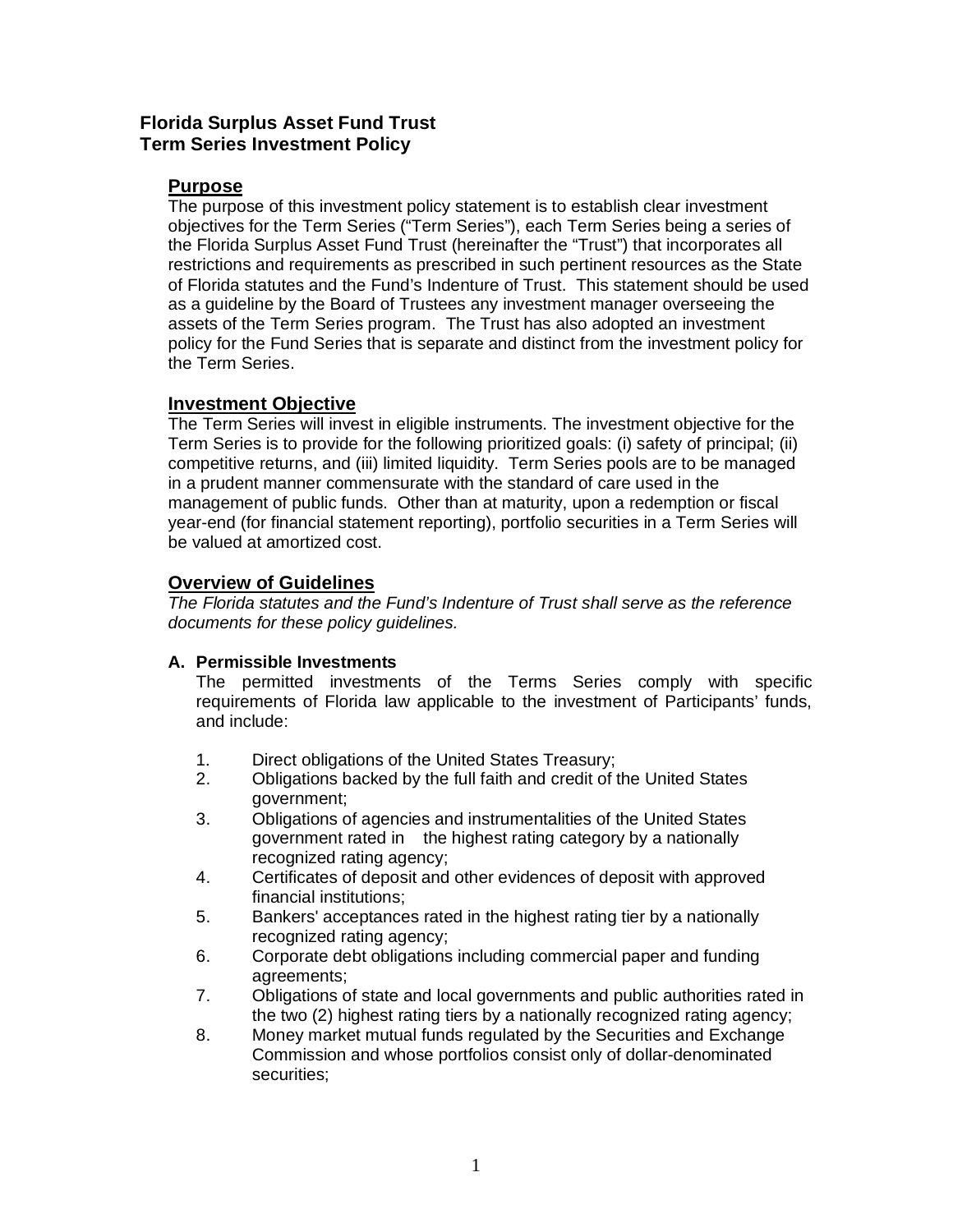# Florida Surplus Asset Fund Trust
# Term Series Investment Policy

## Purpose

The purpose of this investment policy statement is to establish clear investment objectives for the Term Series ("Term Series"), each Term Series being a series of the Florida Surplus Asset Fund Trust (hereinafter the "Trust") that incorporates all restrictions and requirements as prescribed in such pertinent resources as the State of Florida statutes and the Fund's Indenture of Trust. This statement should be used as a guideline by the Board of Trustees any investment manager overseeing the assets of the Term Series program. The Trust has also adopted an investment policy for the Fund Series that is separate and distinct from the investment policy for the Term Series.

## Investment Objective

The Term Series will invest in eligible instruments. The investment objective for the Term Series is to provide for the following prioritized goals: (i) safety of principal; (ii) competitive returns, and (iii) limited liquidity. Term Series pools are to be managed in a prudent manner commensurate with the standard of care used in the management of public funds. Other than at maturity, upon a redemption or fiscal year-end (for financial statement reporting), portfolio securities in a Term Series will be valued at amortized cost.

## Overview of Guidelines

*The Florida statutes and the Fund's Indenture of Trust shall serve as the reference documents for these policy guidelines.*

### A. Permissible Investments

The permitted investments of the Terms Series comply with specific requirements of Florida law applicable to the investment of Participants' funds, and include:

1. Direct obligations of the United States Treasury;
2. Obligations backed by the full faith and credit of the United States government;
3. Obligations of agencies and instrumentalities of the United States government rated in the highest rating category by a nationally recognized rating agency;
4. Certificates of deposit and other evidences of deposit with approved financial institutions;
5. Bankers' acceptances rated in the highest rating tier by a nationally recognized rating agency;
6. Corporate debt obligations including commercial paper and funding agreements;
7. Obligations of state and local governments and public authorities rated in the two (2) highest rating tiers by a nationally recognized rating agency;
8. Money market mutual funds regulated by the Securities and Exchange Commission and whose portfolios consist only of dollar-denominated securities;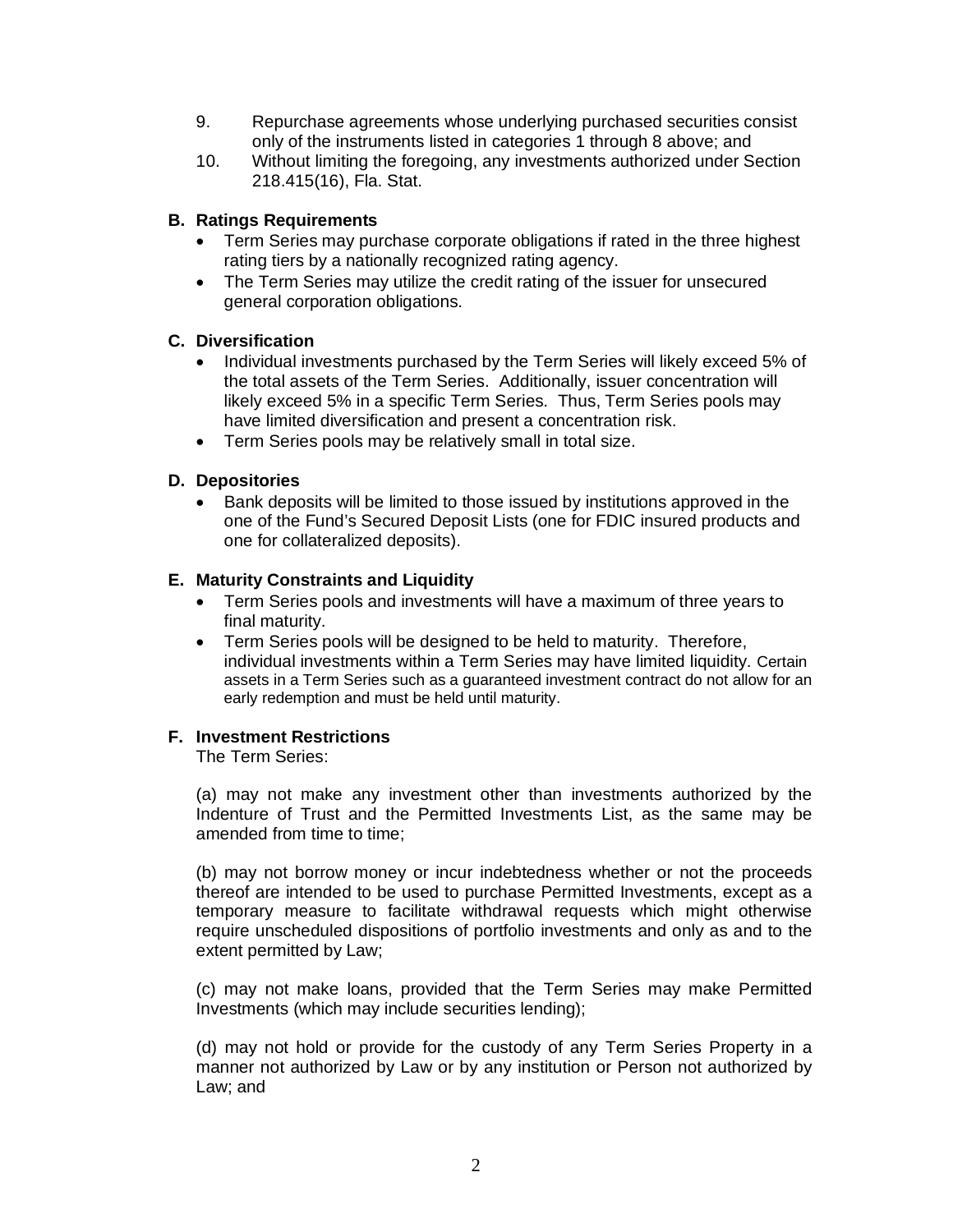9. Repurchase agreements whose underlying purchased securities consist only of the instruments listed in categories 1 through 8 above; and
10. Without limiting the foregoing, any investments authorized under Section 218.415(16), Fla. Stat.

**B. Ratings Requirements**

- Term Series may purchase corporate obligations if rated in the three highest rating tiers by a nationally recognized rating agency.
- The Term Series may utilize the credit rating of the issuer for unsecured general corporation obligations.

**C. Diversification**

- Individual investments purchased by the Term Series will likely exceed 5% of the total assets of the Term Series. Additionally, issuer concentration will likely exceed 5% in a specific Term Series. Thus, Term Series pools may have limited diversification and present a concentration risk.
- Term Series pools may be relatively small in total size.

**D. Depositories**

- Bank deposits will be limited to those issued by institutions approved in the one of the Fund's Secured Deposit Lists (one for FDIC insured products and one for collateralized deposits).

**E. Maturity Constraints and Liquidity**

- Term Series pools and investments will have a maximum of three years to final maturity.
- Term Series pools will be designed to be held to maturity. Therefore, individual investments within a Term Series may have limited liquidity. Certain assets in a Term Series such as a guaranteed investment contract do not allow for an early redemption and must be held until maturity.

**F. Investment Restrictions**

The Term Series:

(a) may not make any investment other than investments authorized by the Indenture of Trust and the Permitted Investments List, as the same may be amended from time to time;

(b) may not borrow money or incur indebtedness whether or not the proceeds thereof are intended to be used to purchase Permitted Investments, except as a temporary measure to facilitate withdrawal requests which might otherwise require unscheduled dispositions of portfolio investments and only as and to the extent permitted by Law;

(c) may not make loans, provided that the Term Series may make Permitted Investments (which may include securities lending);

(d) may not hold or provide for the custody of any Term Series Property in a manner not authorized by Law or by any institution or Person not authorized by Law; and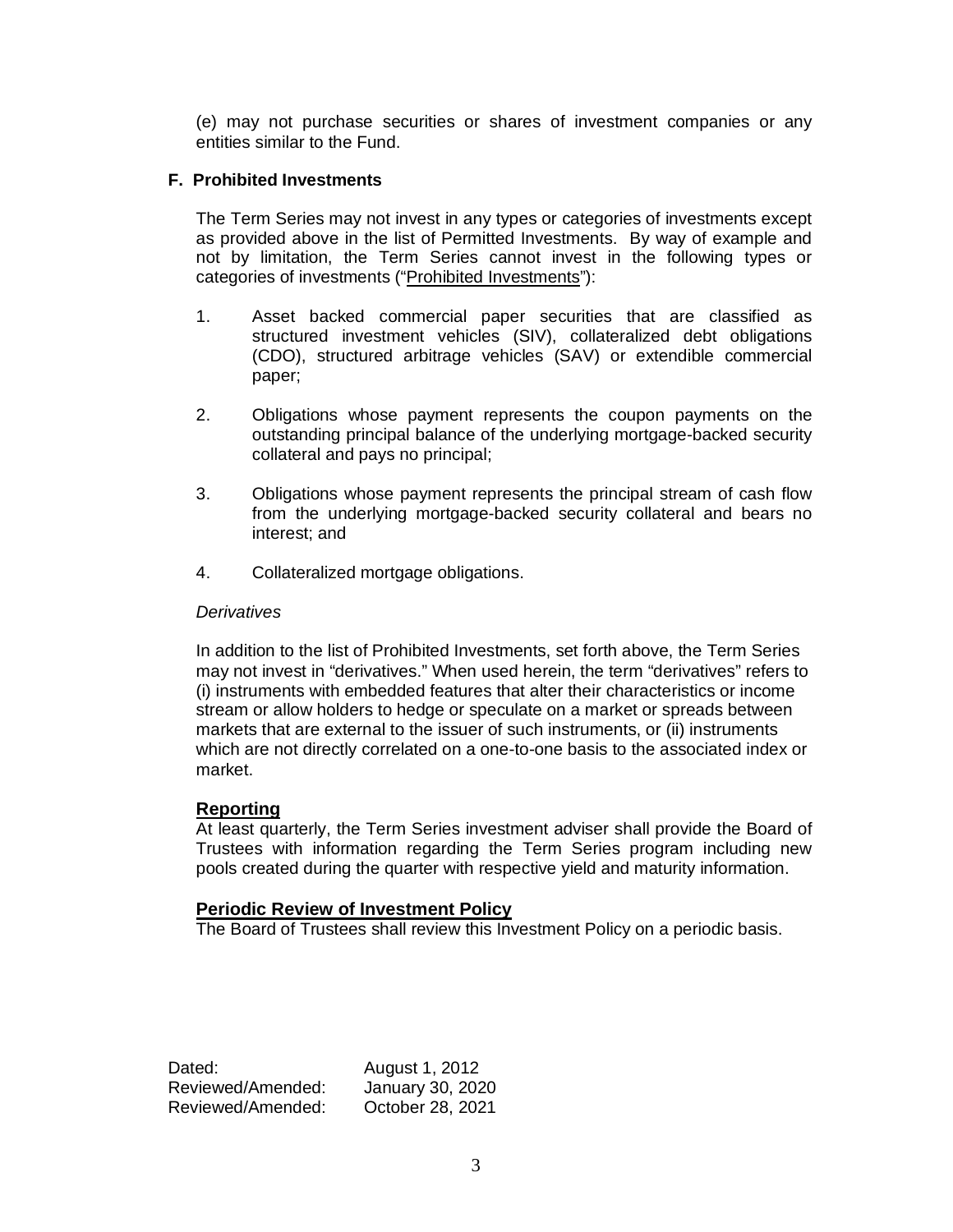(e) may not purchase securities or shares of investment companies or any entities similar to the Fund.

**F. Prohibited Investments**

The Term Series may not invest in any types or categories of investments except as provided above in the list of Permitted Investments. By way of example and not by limitation, the Term Series cannot invest in the following types or categories of investments ("Prohibited Investments"):

1. Asset backed commercial paper securities that are classified as structured investment vehicles (SIV), collateralized debt obligations (CDO), structured arbitrage vehicles (SAV) or extendible commercial paper;

2. Obligations whose payment represents the coupon payments on the outstanding principal balance of the underlying mortgage-backed security collateral and pays no principal;

3. Obligations whose payment represents the principal stream of cash flow from the underlying mortgage-backed security collateral and bears no interest; and

4. Collateralized mortgage obligations.

*Derivatives*

In addition to the list of Prohibited Investments, set forth above, the Term Series may not invest in "derivatives." When used herein, the term "derivatives" refers to (i) instruments with embedded features that alter their characteristics or income stream or allow holders to hedge or speculate on a market or spreads between markets that are external to the issuer of such instruments, or (ii) instruments which are not directly correlated on a one-to-one basis to the associated index or market.

**Reporting**

At least quarterly, the Term Series investment adviser shall provide the Board of Trustees with information regarding the Term Series program including new pools created during the quarter with respective yield and maturity information.

**Periodic Review of Investment Policy**

The Board of Trustees shall review this Investment Policy on a periodic basis.

| | |
|---|---|
| Dated: | August 1, 2012 |
| Reviewed/Amended: | January 30, 2020 |
| Reviewed/Amended: | October 28, 2021 |